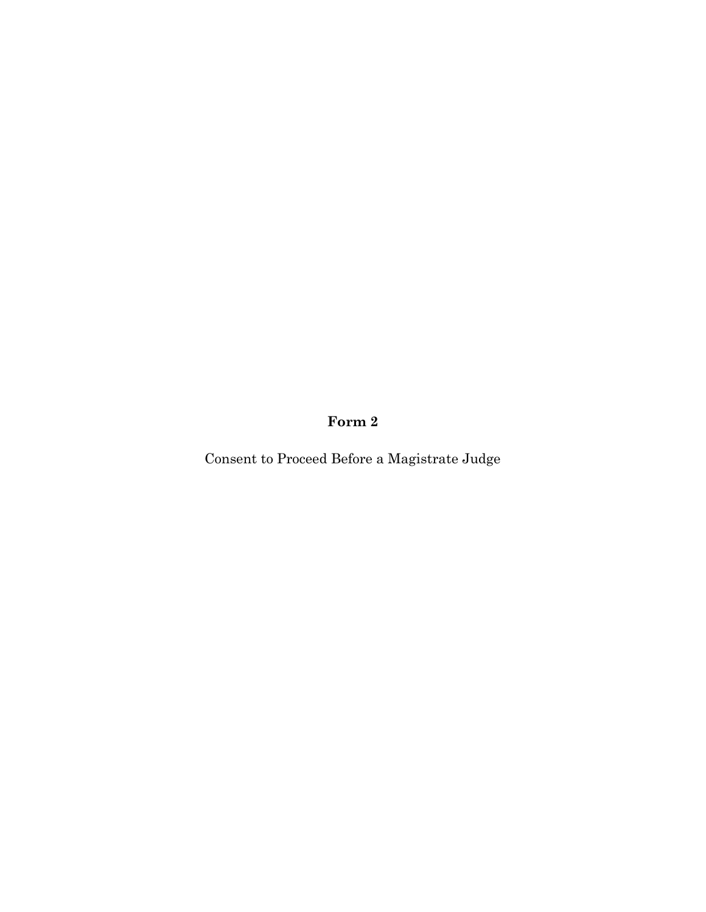**Form 2**

Consent to Proceed Before a Magistrate Judge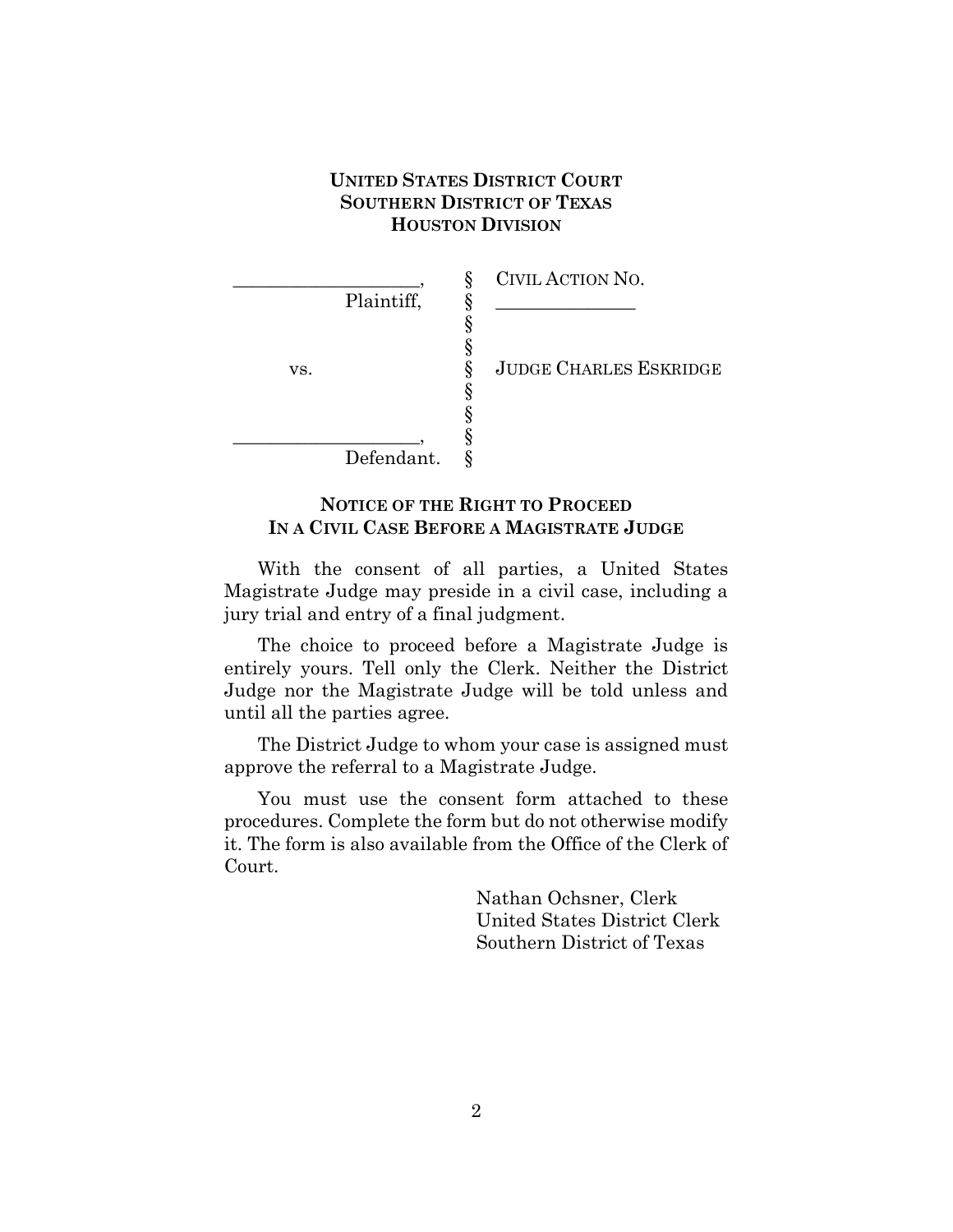**UNITED STATES DISTRICT COURT**
**SOUTHERN DISTRICT OF TEXAS**
**HOUSTON DIVISION**

| | | |
|---|---|---|
| ____________________, | § | CIVIL ACTION NO. |
| Plaintiff, | § | ______________ |
| | § | |
| | § | |
| vs. | § | JUDGE CHARLES ESKRIDGE |
| | § | |
| | § | |
| ____________________, | § | |
| Defendant. | § | |

**NOTICE OF THE RIGHT TO PROCEED**
**IN A CIVIL CASE BEFORE A MAGISTRATE JUDGE**

With the consent of all parties, a United States Magistrate Judge may preside in a civil case, including a jury trial and entry of a final judgment.

The choice to proceed before a Magistrate Judge is entirely yours. Tell only the Clerk. Neither the District Judge nor the Magistrate Judge will be told unless and until all the parties agree.

The District Judge to whom your case is assigned must approve the referral to a Magistrate Judge.

You must use the consent form attached to these procedures. Complete the form but do not otherwise modify it. The form is also available from the Office of the Clerk of Court.

Nathan Ochsner, Clerk
United States District Clerk
Southern District of Texas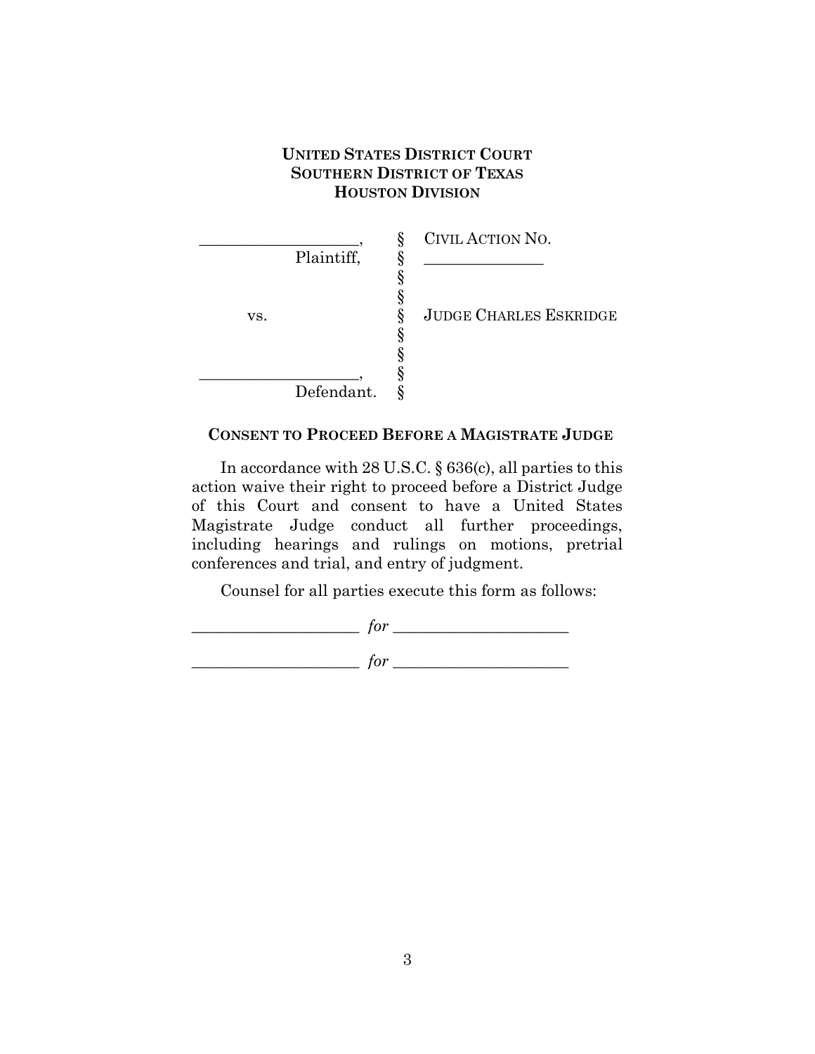**UNITED STATES DISTRICT COURT**
**SOUTHERN DISTRICT OF TEXAS**
**HOUSTON DIVISION**

| | | |
|---|---|---|
| ____________________, | § | CIVIL ACTION NO. |
| Plaintiff, | § | _______________ |
| | § | |
| | § | |
| vs. | § | JUDGE CHARLES ESKRIDGE |
| | § | |
| | § | |
| ____________________, | § | |
| Defendant. | § | |

**CONSENT TO PROCEED BEFORE A MAGISTRATE JUDGE**

In accordance with 28 U.S.C. § 636(c), all parties to this action waive their right to proceed before a District Judge of this Court and consent to have a United States Magistrate Judge conduct all further proceedings, including hearings and rulings on motions, pretrial conferences and trial, and entry of judgment.

Counsel for all parties execute this form as follows:

_____________________ *for* ______________________

_____________________ *for* ______________________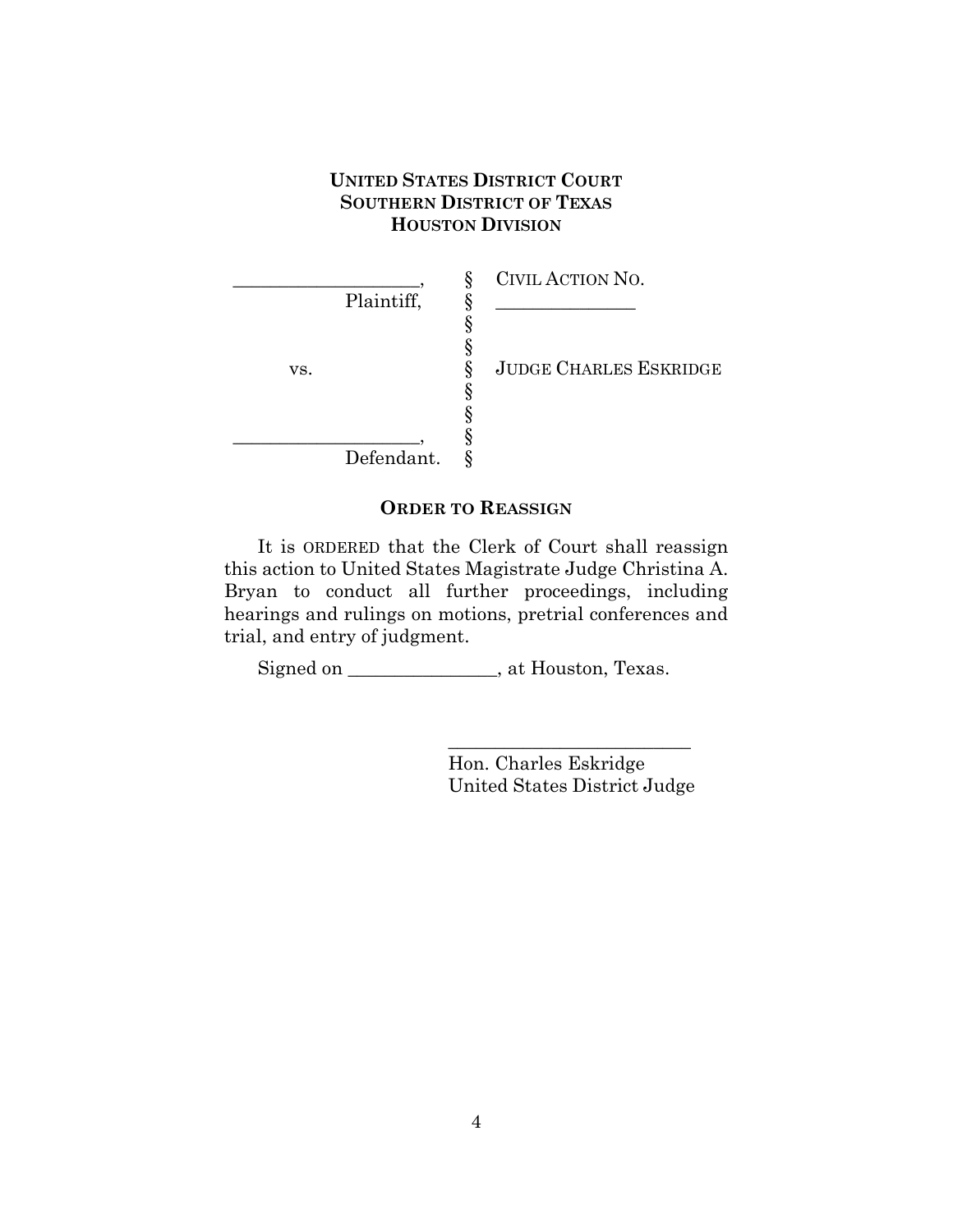**UNITED STATES DISTRICT COURT**
**SOUTHERN DISTRICT OF TEXAS**
**HOUSTON DIVISION**

| | | |
|---|---|---|
| ____________________, | § | CIVIL ACTION NO. |
| Plaintiff, | § | ______________ |
| | § | |
| | § | |
| vs. | § | JUDGE CHARLES ESKRIDGE |
| | § | |
| | § | |
| ____________________, | § | |
| Defendant. | § | |

**ORDER TO REASSIGN**

It is ORDERED that the Clerk of Court shall reassign this action to United States Magistrate Judge Christina A. Bryan to conduct all further proceedings, including hearings and rulings on motions, pretrial conferences and trial, and entry of judgment.

Signed on ________________, at Houston, Texas.

___________________________
Hon. Charles Eskridge
United States District Judge